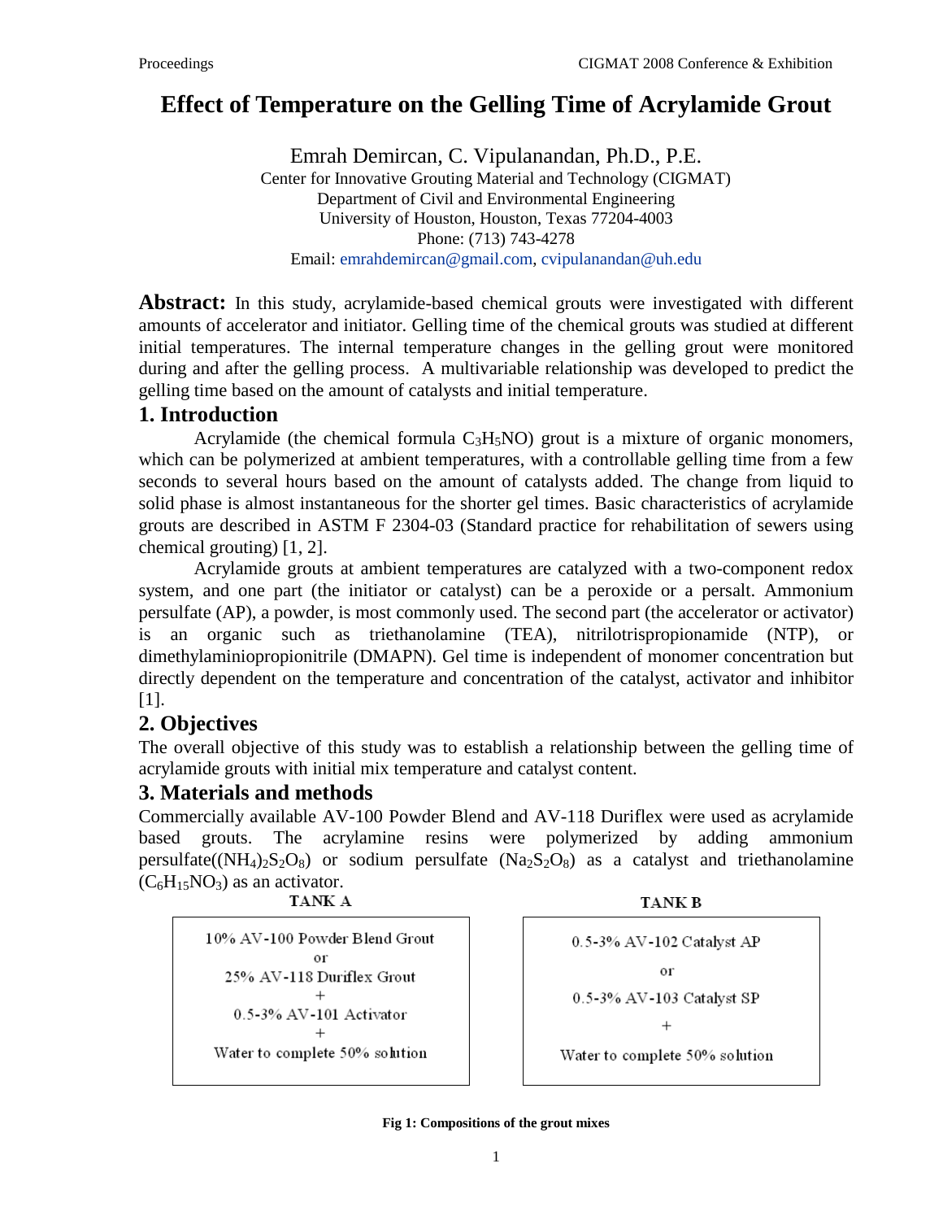# Effect of Temperature on the Gelling Time of Acrylamide Grout

Emrah Demircan, C. Vipulanandan, Ph.D., P.E.
Center for Innovative Grouting Material and Technology (CIGMAT)
Department of Civil and Environmental Engineering
University of Houston, Houston, Texas 77204-4003
Phone: (713) 743-4278
Email: emrahdemircan@gmail.com, cvipulanandan@uh.edu

**Abstract:** In this study, acrylamide-based chemical grouts were investigated with different amounts of accelerator and initiator. Gelling time of the chemical grouts was studied at different initial temperatures. The internal temperature changes in the gelling grout were monitored during and after the gelling process. A multivariable relationship was developed to predict the gelling time based on the amount of catalysts and initial temperature.

## 1. Introduction

Acrylamide (the chemical formula $C_3H_5NO$) grout is a mixture of organic monomers, which can be polymerized at ambient temperatures, with a controllable gelling time from a few seconds to several hours based on the amount of catalysts added. The change from liquid to solid phase is almost instantaneous for the shorter gel times. Basic characteristics of acrylamide grouts are described in ASTM F 2304-03 (Standard practice for rehabilitation of sewers using chemical grouting) [1, 2].

Acrylamide grouts at ambient temperatures are catalyzed with a two-component redox system, and one part (the initiator or catalyst) can be a peroxide or a persalt. Ammonium persulfate (AP), a powder, is most commonly used. The second part (the accelerator or activator) is an organic such as triethanolamine (TEA), nitrilotrispropionamide (NTP), or dimethylaminiopropionitrile (DMAPN). Gel time is independent of monomer concentration but directly dependent on the temperature and concentration of the catalyst, activator and inhibitor [1].

## 2. Objectives

The overall objective of this study was to establish a relationship between the gelling time of acrylamide grouts with initial mix temperature and catalyst content.

## 3. Materials and methods

Commercially available AV-100 Powder Blend and AV-118 Duriflex were used as acrylamide based grouts. The acrylamine resins were polymerized by adding ammonium persulfate($(NH_4)_2S_2O_8$) or sodium persulfate ($Na_2S_2O_8$) as a catalyst and triethanolamine ($C_6H_{15}NO_3$) as an activator.

| TANK A | TANK B |
|---|---|
| 10% AV-100 Powder Blend Grout<br>or<br>25% AV-118 Duriflex Grout<br>+<br>0.5-3% AV-101 Activator<br>+<br>Water to complete 50% solution | 0.5-3% AV-102 Catalyst AP<br>or<br>0.5-3% AV-103 Catalyst SP<br>+<br>Water to complete 50% solution |

**Fig 1: Compositions of the grout mixes**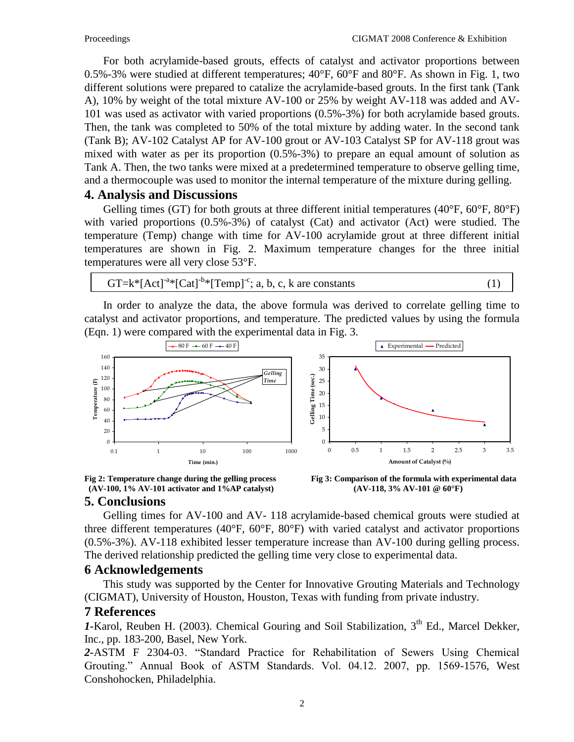For both acrylamide-based grouts, effects of catalyst and activator proportions between 0.5%-3% were studied at different temperatures; 40°F, 60°F and 80°F. As shown in Fig. 1, two different solutions were prepared to catalize the acrylamide-based grouts. In the first tank (Tank A), 10% by weight of the total mixture AV-100 or 25% by weight AV-118 was added and AV-101 was used as activator with varied proportions (0.5%-3%) for both acrylamide based grouts. Then, the tank was completed to 50% of the total mixture by adding water. In the second tank (Tank B); AV-102 Catalyst AP for AV-100 grout or AV-103 Catalyst SP for AV-118 grout was mixed with water as per its proportion (0.5%-3%) to prepare an equal amount of solution as Tank A. Then, the two tanks were mixed at a predetermined temperature to observe gelling time, and a thermocouple was used to monitor the internal temperature of the mixture during gelling.

## 4. Analysis and Discussions

Gelling times (GT) for both grouts at three different initial temperatures (40°F, 60°F, 80°F) with varied proportions (0.5%-3%) of catalyst (Cat) and activator (Act) were studied. The temperature (Temp) change with time for AV-100 acrylamide grout at three different initial temperatures are shown in Fig. 2. Maximum temperature changes for the three initial temperatures were all very close 53°F.

$$GT=k*[Act]^{-a}*[Cat]^{-b}*[Temp]^{-c}; \text{ a, b, c, k are constants} \quad (1)$$

In order to analyze the data, the above formula was derived to correlate gelling time to catalyst and activator proportions, and temperature. The predicted values by using the formula (Eqn. 1) were compared with the experimental data in Fig. 3.

80 F 60 F 40 F
Gelling Time
Temperature (F)
0 20 40 60 80 100 120 140 160
0.1 1 10 100 1000
Time (min.)

**Fig 2: Temperature change during the gelling process (AV-100, 1% AV-101 activator and 1%AP catalyst)**

Experimental Predicted
Gelling Time (sec.)
0 5 10 15 20 25 30 35
0 0.5 1 1.5 2 2.5 3 3.5
Amount of Catalyst (%)

**Fig 3: Comparison of the formula with experimental data (AV-118, 3% AV-101 @ 60°F)**

## 5. Conclusions

Gelling times for AV-100 and AV- 118 acrylamide-based chemical grouts were studied at three different temperatures (40°F, 60°F, 80°F) with varied catalyst and activator proportions (0.5%-3%). AV-118 exhibited lesser temperature increase than AV-100 during gelling process. The derived relationship predicted the gelling time very close to experimental data.

## 6 Acknowledgements

This study was supported by the Center for Innovative Grouting Materials and Technology (CIGMAT), University of Houston, Houston, Texas with funding from private industry.

## 7 References

***1***-Karol, Reuben H. (2003). Chemical Gouring and Soil Stabilization, 3th Ed., Marcel Dekker, Inc., pp. 183-200, Basel, New York.

***2***-ASTM F 2304-03. "Standard Practice for Rehabilitation of Sewers Using Chemical Grouting." Annual Book of ASTM Standards. Vol. 04.12. 2007, pp. 1569-1576, West Conshohocken, Philadelphia.